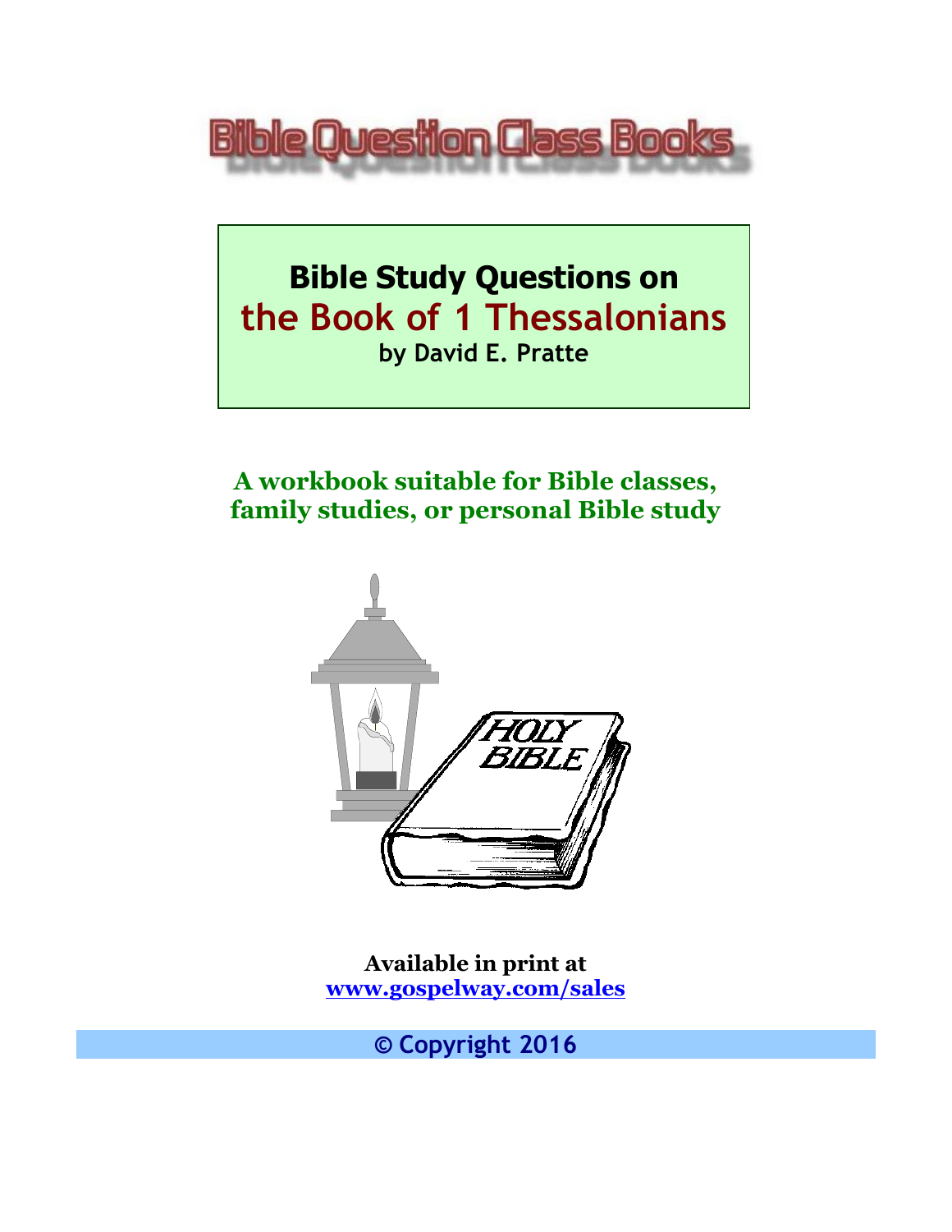Bible Question Class Books

# Bible Study Questions on the Book of 1 Thessalonians

**by David E. Pratte**

**A workbook suitable for Bible classes, family studies, or personal Bible study**

**Available in print at [www.gospelway.com/sales](http://www.gospelway.com/sales)**

**© Copyright 2016**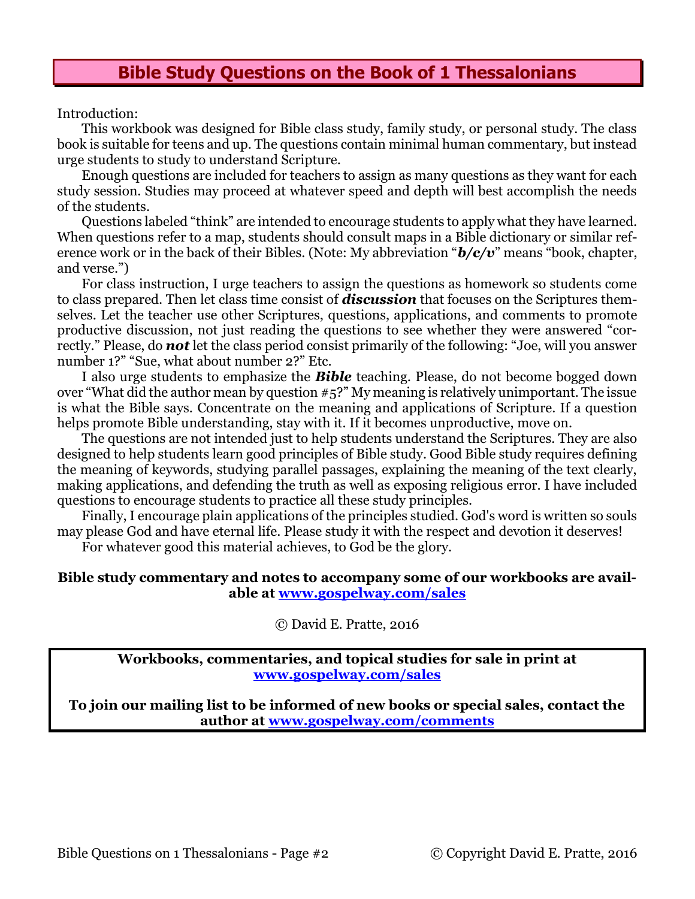# Bible Study Questions on the Book of 1 Thessalonians

Introduction:

This workbook was designed for Bible class study, family study, or personal study. The class book is suitable for teens and up. The questions contain minimal human commentary, but instead urge students to study to understand Scripture.

Enough questions are included for teachers to assign as many questions as they want for each study session. Studies may proceed at whatever speed and depth will best accomplish the needs of the students.

Questions labeled "think" are intended to encourage students to apply what they have learned. When questions refer to a map, students should consult maps in a Bible dictionary or similar reference work or in the back of their Bibles. (Note: My abbreviation "***b/c/v***" means "book, chapter, and verse.")

For class instruction, I urge teachers to assign the questions as homework so students come to class prepared. Then let class time consist of ***discussion*** that focuses on the Scriptures themselves. Let the teacher use other Scriptures, questions, applications, and comments to promote productive discussion, not just reading the questions to see whether they were answered "correctly." Please, do ***not*** let the class period consist primarily of the following: "Joe, will you answer number 1?" "Sue, what about number 2?" Etc.

I also urge students to emphasize the ***Bible*** teaching. Please, do not become bogged down over "What did the author mean by question #5?" My meaning is relatively unimportant. The issue is what the Bible says. Concentrate on the meaning and applications of Scripture. If a question helps promote Bible understanding, stay with it. If it becomes unproductive, move on.

The questions are not intended just to help students understand the Scriptures. They are also designed to help students learn good principles of Bible study. Good Bible study requires defining the meaning of keywords, studying parallel passages, explaining the meaning of the text clearly, making applications, and defending the truth as well as exposing religious error. I have included questions to encourage students to practice all these study principles.

Finally, I encourage plain applications of the principles studied. God's word is written so souls may please God and have eternal life. Please study it with the respect and devotion it deserves!

For whatever good this material achieves, to God be the glory.

**Bible study commentary and notes to accompany some of our workbooks are available at [www.gospelway.com/sales](http://www.gospelway.com/sales)**

© David E. Pratte, 2016

**Workbooks, commentaries, and topical studies for sale in print at [www.gospelway.com/sales](http://www.gospelway.com/sales)**

**To join our mailing list to be informed of new books or special sales, contact the author at [www.gospelway.com/comments](http://www.gospelway.com/comments)**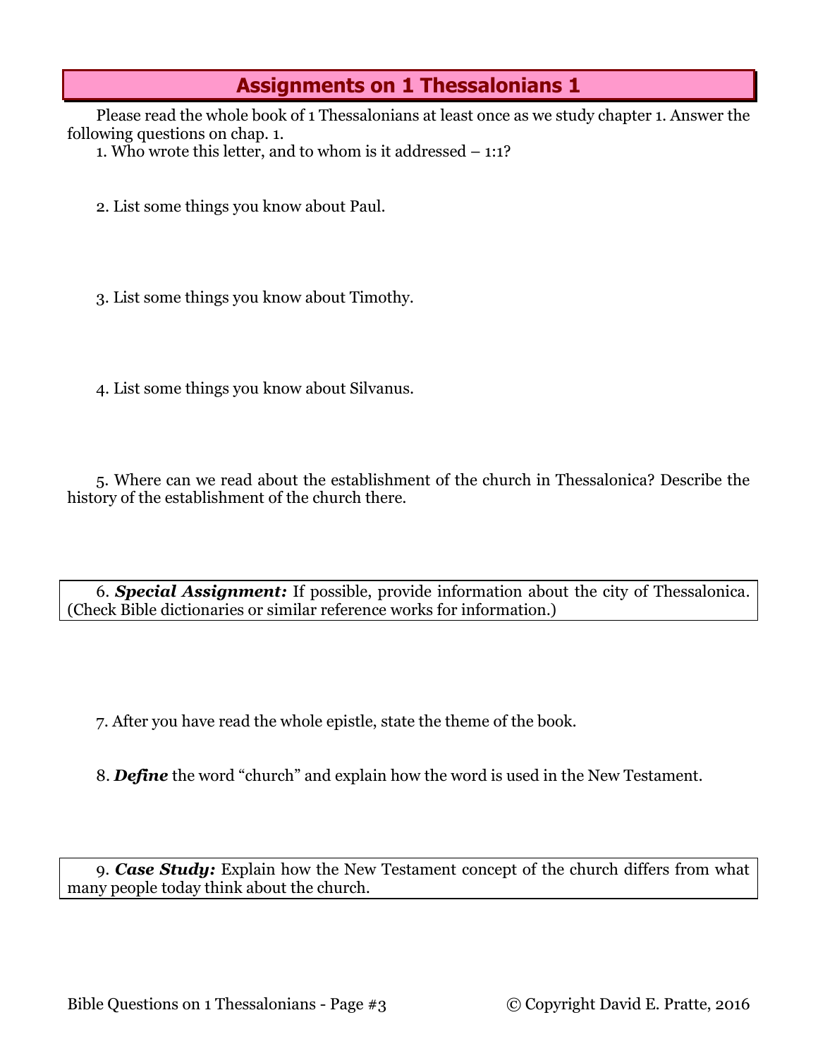# Assignments on 1 Thessalonians 1

Please read the whole book of 1 Thessalonians at least once as we study chapter 1. Answer the following questions on chap. 1.

1. Who wrote this letter, and to whom is it addressed – 1:1?

2. List some things you know about Paul.

3. List some things you know about Timothy.

4. List some things you know about Silvanus.

5. Where can we read about the establishment of the church in Thessalonica? Describe the history of the establishment of the church there.

6. ***Special Assignment:*** If possible, provide information about the city of Thessalonica. (Check Bible dictionaries or similar reference works for information.)

7. After you have read the whole epistle, state the theme of the book.

8. ***Define*** the word "church" and explain how the word is used in the New Testament.

9. ***Case Study:*** Explain how the New Testament concept of the church differs from what many people today think about the church.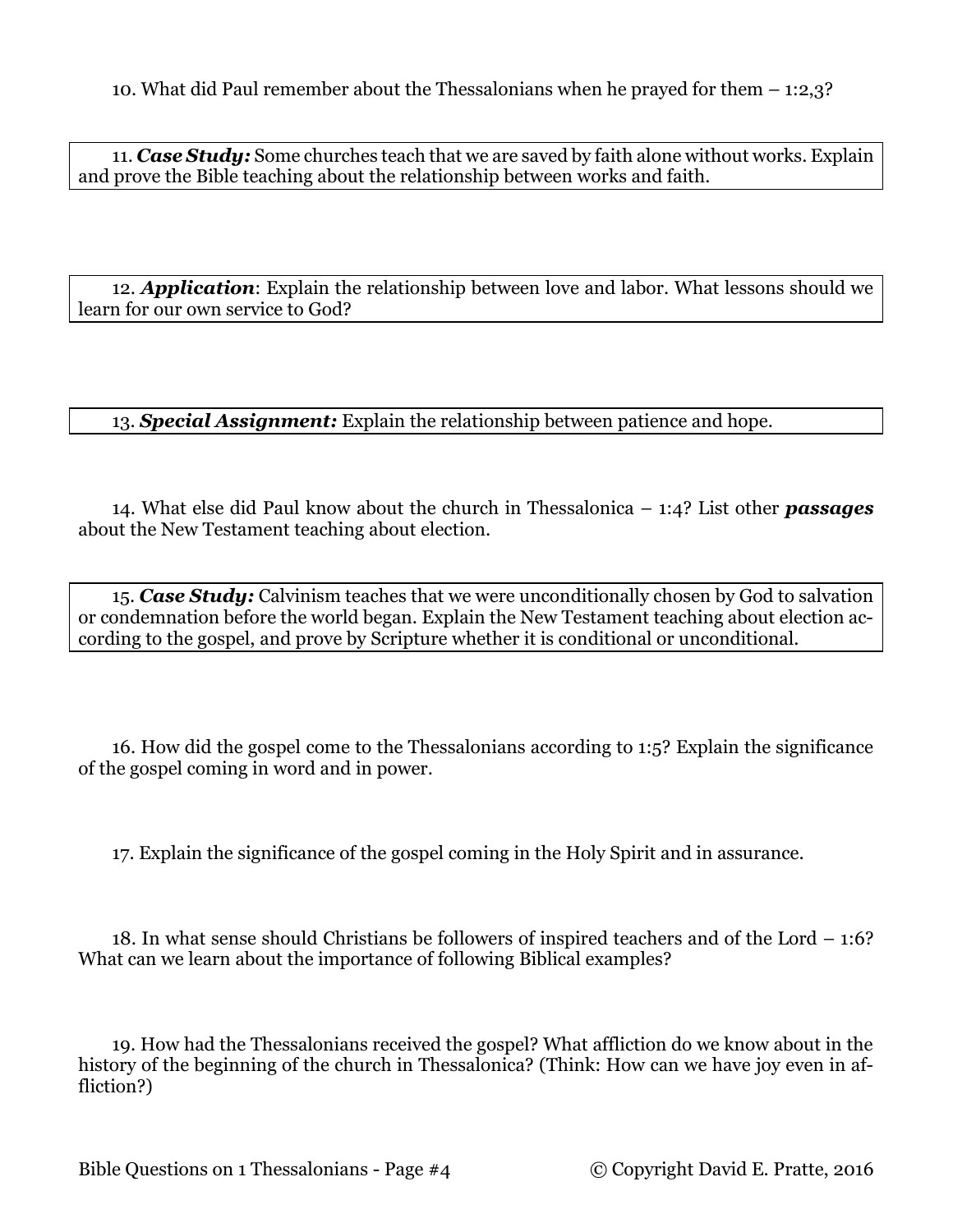10. What did Paul remember about the Thessalonians when he prayed for them – 1:2,3?

11. ***Case Study:*** Some churches teach that we are saved by faith alone without works. Explain and prove the Bible teaching about the relationship between works and faith.

12. ***Application***: Explain the relationship between love and labor. What lessons should we learn for our own service to God?

13. ***Special Assignment:*** Explain the relationship between patience and hope.

14. What else did Paul know about the church in Thessalonica – 1:4? List other ***passages*** about the New Testament teaching about election.

15. ***Case Study:*** Calvinism teaches that we were unconditionally chosen by God to salvation or condemnation before the world began. Explain the New Testament teaching about election according to the gospel, and prove by Scripture whether it is conditional or unconditional.

16. How did the gospel come to the Thessalonians according to 1:5? Explain the significance of the gospel coming in word and in power.

17. Explain the significance of the gospel coming in the Holy Spirit and in assurance.

18. In what sense should Christians be followers of inspired teachers and of the Lord – 1:6? What can we learn about the importance of following Biblical examples?

19. How had the Thessalonians received the gospel? What affliction do we know about in the history of the beginning of the church in Thessalonica? (Think: How can we have joy even in affliction?)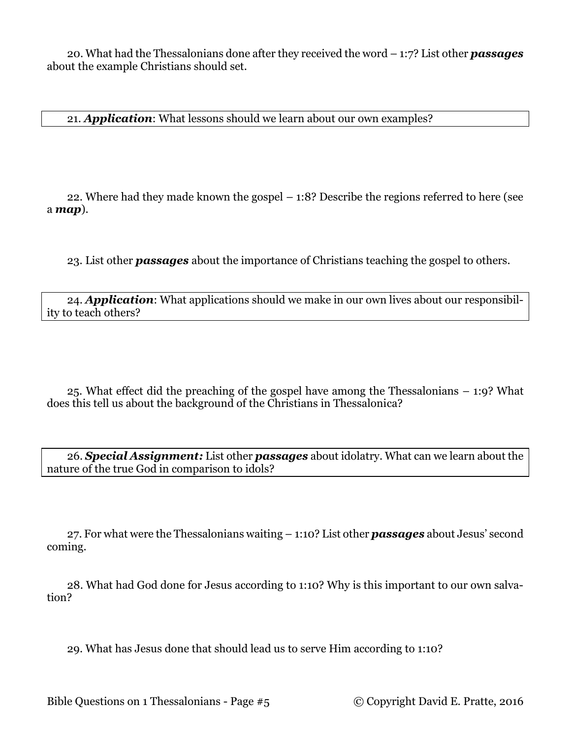20. What had the Thessalonians done after they received the word – 1:7? List other ***passages*** about the example Christians should set.

21. ***Application***: What lessons should we learn about our own examples?

22. Where had they made known the gospel – 1:8? Describe the regions referred to here (see a ***map***).

23. List other ***passages*** about the importance of Christians teaching the gospel to others.

24. ***Application***: What applications should we make in our own lives about our responsibility to teach others?

25. What effect did the preaching of the gospel have among the Thessalonians – 1:9? What does this tell us about the background of the Christians in Thessalonica?

26. ***Special Assignment:*** List other ***passages*** about idolatry. What can we learn about the nature of the true God in comparison to idols?

27. For what were the Thessalonians waiting – 1:10? List other ***passages*** about Jesus' second coming.

28. What had God done for Jesus according to 1:10? Why is this important to our own salvation?

29. What has Jesus done that should lead us to serve Him according to 1:10?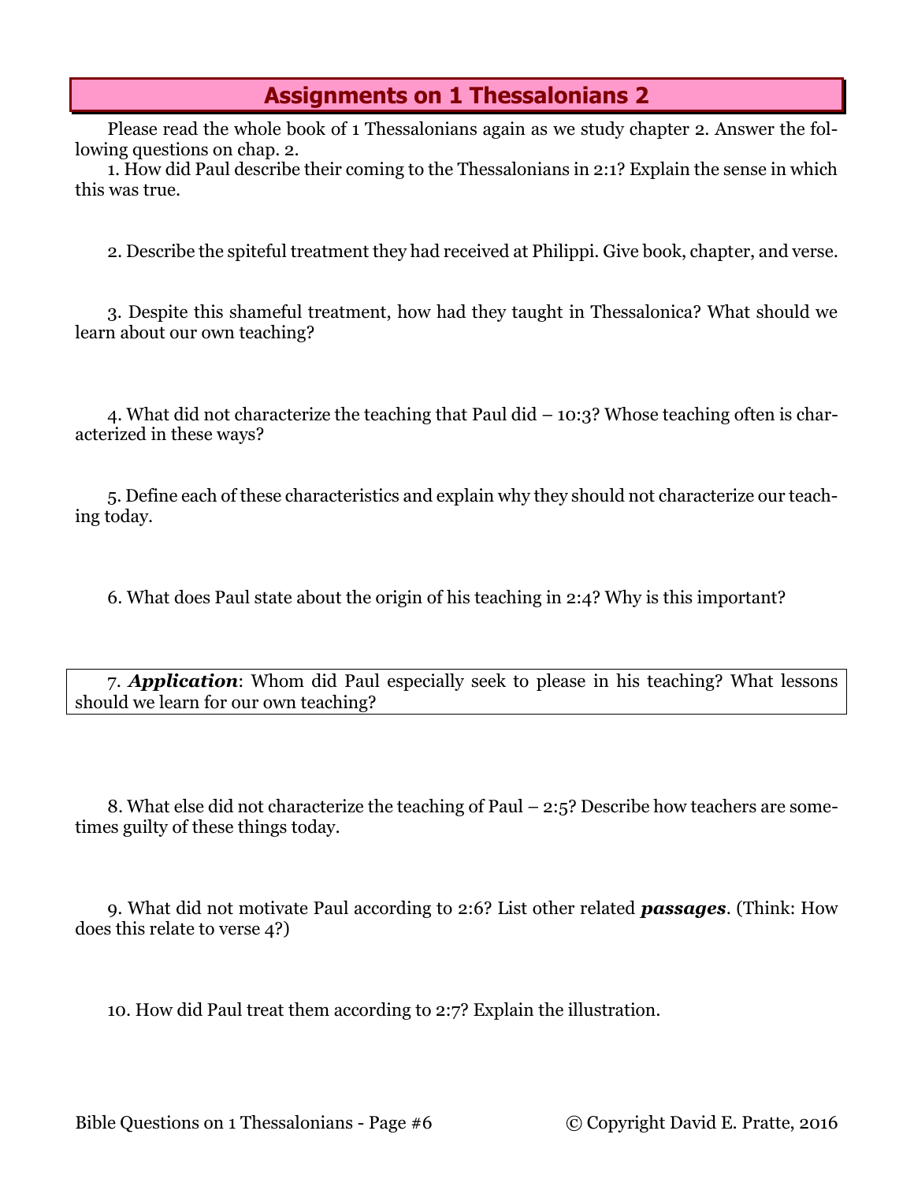## Assignments on 1 Thessalonians 2

Please read the whole book of 1 Thessalonians again as we study chapter 2. Answer the following questions on chap. 2.

1. How did Paul describe their coming to the Thessalonians in 2:1? Explain the sense in which this was true.

2. Describe the spiteful treatment they had received at Philippi. Give book, chapter, and verse.

3. Despite this shameful treatment, how had they taught in Thessalonica? What should we learn about our own teaching?

4. What did not characterize the teaching that Paul did – 10:3? Whose teaching often is characterized in these ways?

5. Define each of these characteristics and explain why they should not characterize our teaching today.

6. What does Paul state about the origin of his teaching in 2:4? Why is this important?

7. ***Application***: Whom did Paul especially seek to please in his teaching? What lessons should we learn for our own teaching?

8. What else did not characterize the teaching of Paul – 2:5? Describe how teachers are sometimes guilty of these things today.

9. What did not motivate Paul according to 2:6? List other related ***passages***. (Think: How does this relate to verse 4?)

10. How did Paul treat them according to 2:7? Explain the illustration.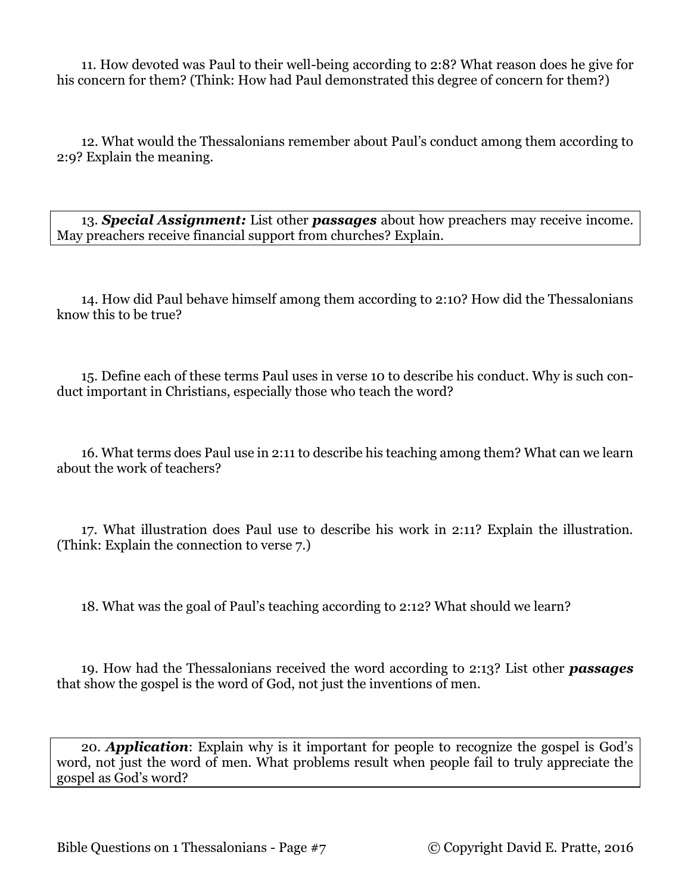11. How devoted was Paul to their well-being according to 2:8? What reason does he give for his concern for them? (Think: How had Paul demonstrated this degree of concern for them?)

12. What would the Thessalonians remember about Paul's conduct among them according to 2:9? Explain the meaning.

13. ***Special Assignment:*** List other ***passages*** about how preachers may receive income. May preachers receive financial support from churches? Explain.

14. How did Paul behave himself among them according to 2:10? How did the Thessalonians know this to be true?

15. Define each of these terms Paul uses in verse 10 to describe his conduct. Why is such conduct important in Christians, especially those who teach the word?

16. What terms does Paul use in 2:11 to describe his teaching among them? What can we learn about the work of teachers?

17. What illustration does Paul use to describe his work in 2:11? Explain the illustration. (Think: Explain the connection to verse 7.)

18. What was the goal of Paul's teaching according to 2:12? What should we learn?

19. How had the Thessalonians received the word according to 2:13? List other ***passages*** that show the gospel is the word of God, not just the inventions of men.

20. ***Application***: Explain why is it important for people to recognize the gospel is God's word, not just the word of men. What problems result when people fail to truly appreciate the gospel as God's word?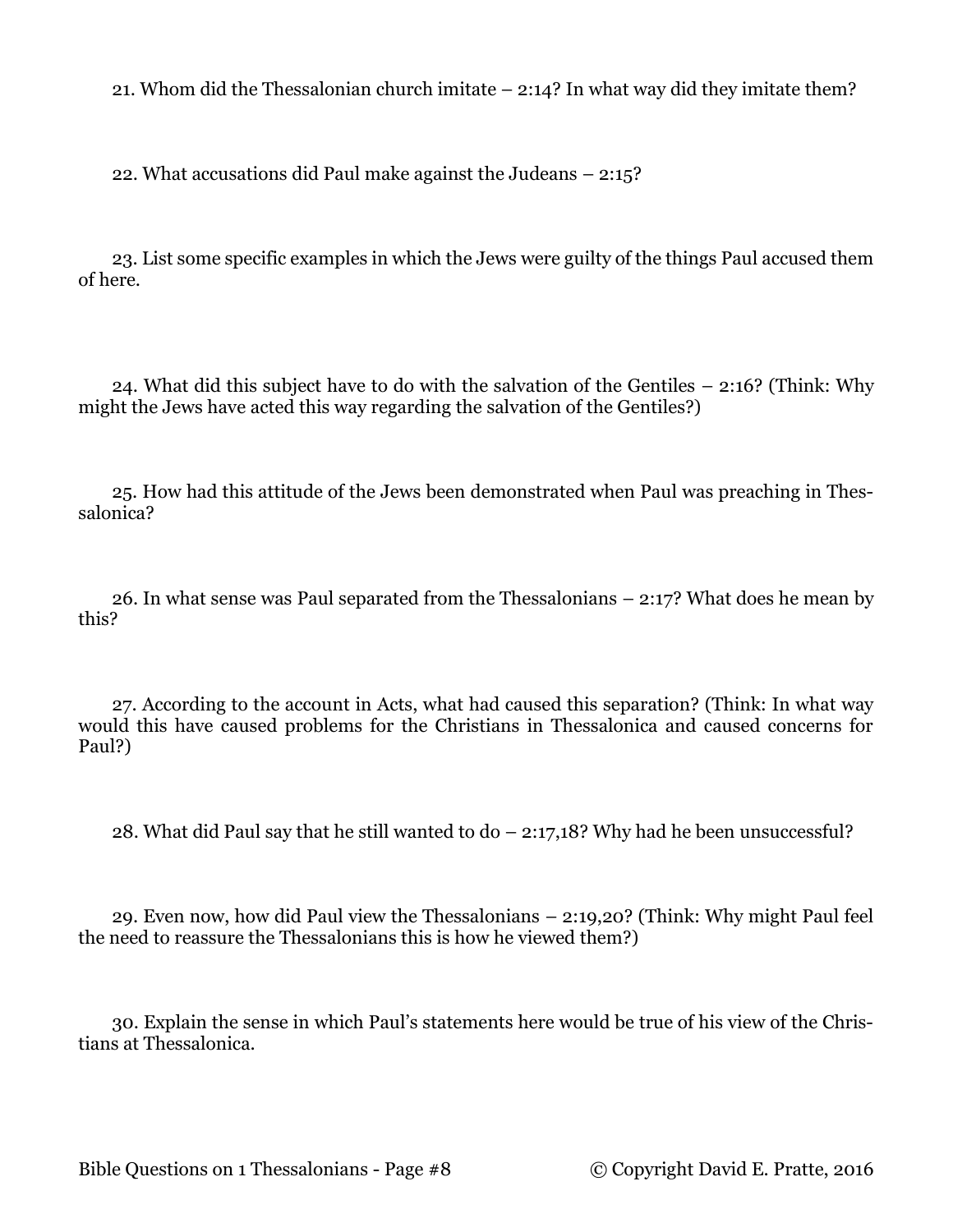21. Whom did the Thessalonian church imitate – 2:14? In what way did they imitate them?

22. What accusations did Paul make against the Judeans – 2:15?

23. List some specific examples in which the Jews were guilty of the things Paul accused them of here.

24. What did this subject have to do with the salvation of the Gentiles – 2:16? (Think: Why might the Jews have acted this way regarding the salvation of the Gentiles?)

25. How had this attitude of the Jews been demonstrated when Paul was preaching in Thessalonica?

26. In what sense was Paul separated from the Thessalonians – 2:17? What does he mean by this?

27. According to the account in Acts, what had caused this separation? (Think: In what way would this have caused problems for the Christians in Thessalonica and caused concerns for Paul?)

28. What did Paul say that he still wanted to do – 2:17,18? Why had he been unsuccessful?

29. Even now, how did Paul view the Thessalonians – 2:19,20? (Think: Why might Paul feel the need to reassure the Thessalonians this is how he viewed them?)

30. Explain the sense in which Paul's statements here would be true of his view of the Christians at Thessalonica.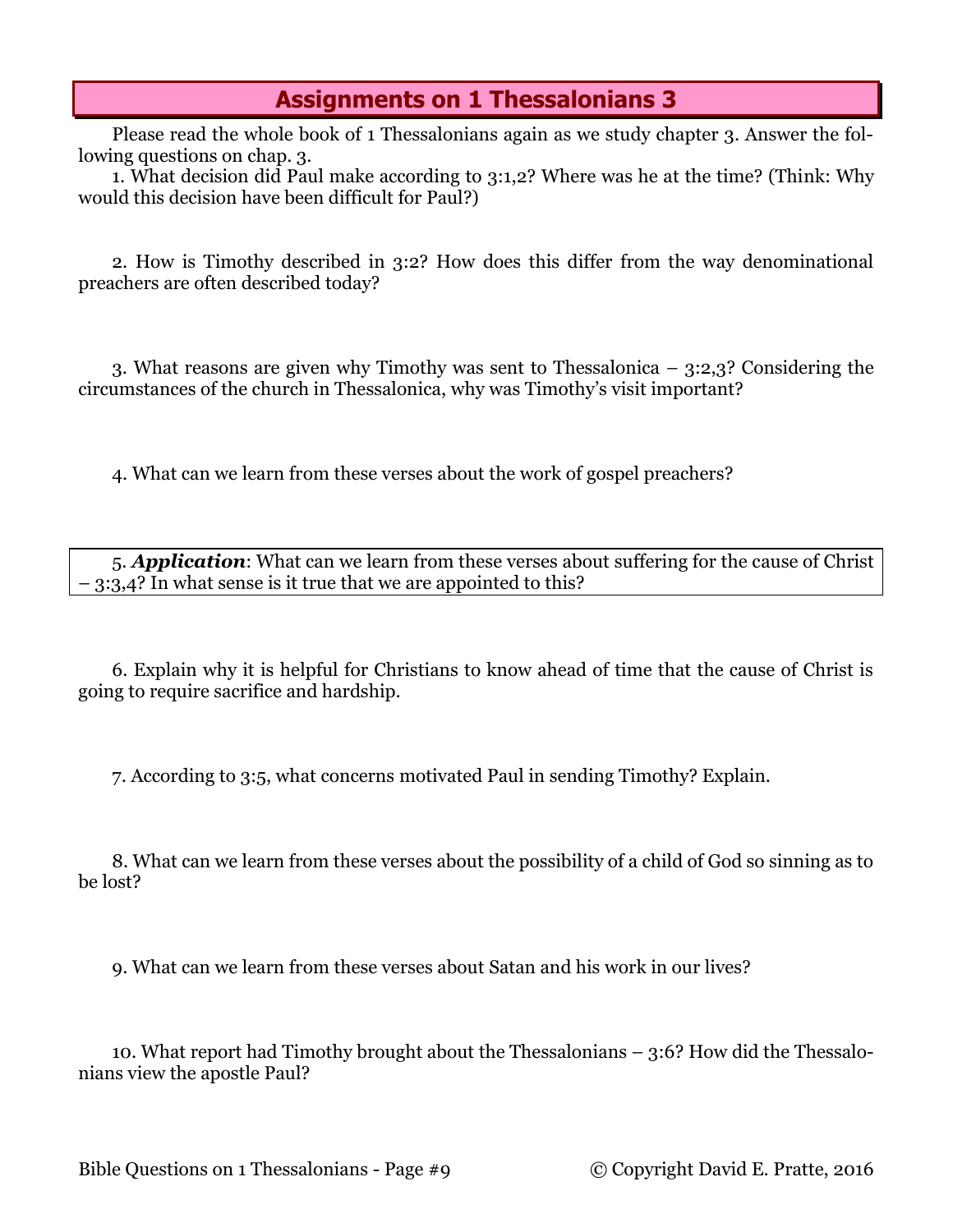## Assignments on 1 Thessalonians 3

Please read the whole book of 1 Thessalonians again as we study chapter 3. Answer the following questions on chap. 3.

1. What decision did Paul make according to 3:1,2? Where was he at the time? (Think: Why would this decision have been difficult for Paul?)

2. How is Timothy described in 3:2? How does this differ from the way denominational preachers are often described today?

3. What reasons are given why Timothy was sent to Thessalonica – 3:2,3? Considering the circumstances of the church in Thessalonica, why was Timothy's visit important?

4. What can we learn from these verses about the work of gospel preachers?

5. ***Application***: What can we learn from these verses about suffering for the cause of Christ – 3:3,4? In what sense is it true that we are appointed to this?

6. Explain why it is helpful for Christians to know ahead of time that the cause of Christ is going to require sacrifice and hardship.

7. According to 3:5, what concerns motivated Paul in sending Timothy? Explain.

8. What can we learn from these verses about the possibility of a child of God so sinning as to be lost?

9. What can we learn from these verses about Satan and his work in our lives?

10. What report had Timothy brought about the Thessalonians – 3:6? How did the Thessalonians view the apostle Paul?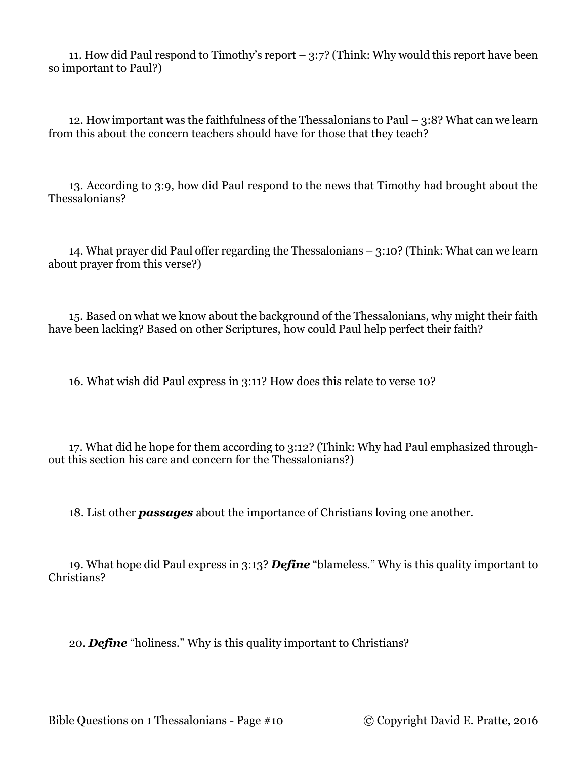11. How did Paul respond to Timothy's report – 3:7? (Think: Why would this report have been so important to Paul?)

12. How important was the faithfulness of the Thessalonians to Paul – 3:8? What can we learn from this about the concern teachers should have for those that they teach?

13. According to 3:9, how did Paul respond to the news that Timothy had brought about the Thessalonians?

14. What prayer did Paul offer regarding the Thessalonians – 3:10? (Think: What can we learn about prayer from this verse?)

15. Based on what we know about the background of the Thessalonians, why might their faith have been lacking? Based on other Scriptures, how could Paul help perfect their faith?

16. What wish did Paul express in 3:11? How does this relate to verse 10?

17. What did he hope for them according to 3:12? (Think: Why had Paul emphasized throughout this section his care and concern for the Thessalonians?)

18. List other ***passages*** about the importance of Christians loving one another.

19. What hope did Paul express in 3:13? ***Define*** "blameless." Why is this quality important to Christians?

20. ***Define*** "holiness." Why is this quality important to Christians?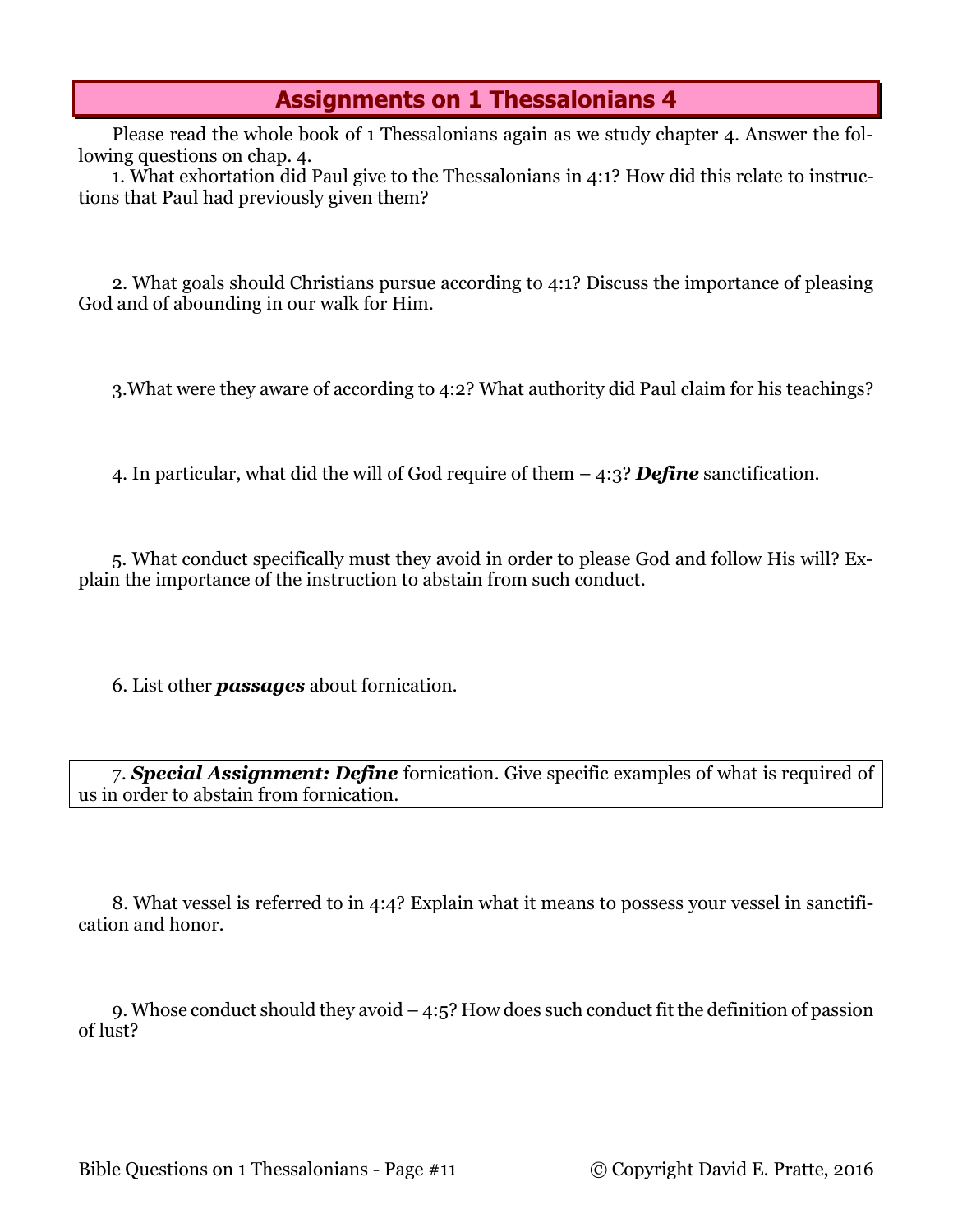## Assignments on 1 Thessalonians 4

Please read the whole book of 1 Thessalonians again as we study chapter 4. Answer the following questions on chap. 4.

1. What exhortation did Paul give to the Thessalonians in 4:1? How did this relate to instructions that Paul had previously given them?

2. What goals should Christians pursue according to 4:1? Discuss the importance of pleasing God and of abounding in our walk for Him.

3.What were they aware of according to 4:2? What authority did Paul claim for his teachings?

4. In particular, what did the will of God require of them – 4:3? ***Define*** sanctification.

5. What conduct specifically must they avoid in order to please God and follow His will? Explain the importance of the instruction to abstain from such conduct.

6. List other ***passages*** about fornication.

7. ***Special Assignment: Define*** fornication. Give specific examples of what is required of us in order to abstain from fornication.

8. What vessel is referred to in 4:4? Explain what it means to possess your vessel in sanctification and honor.

9. Whose conduct should they avoid – 4:5? How does such conduct fit the definition of passion of lust?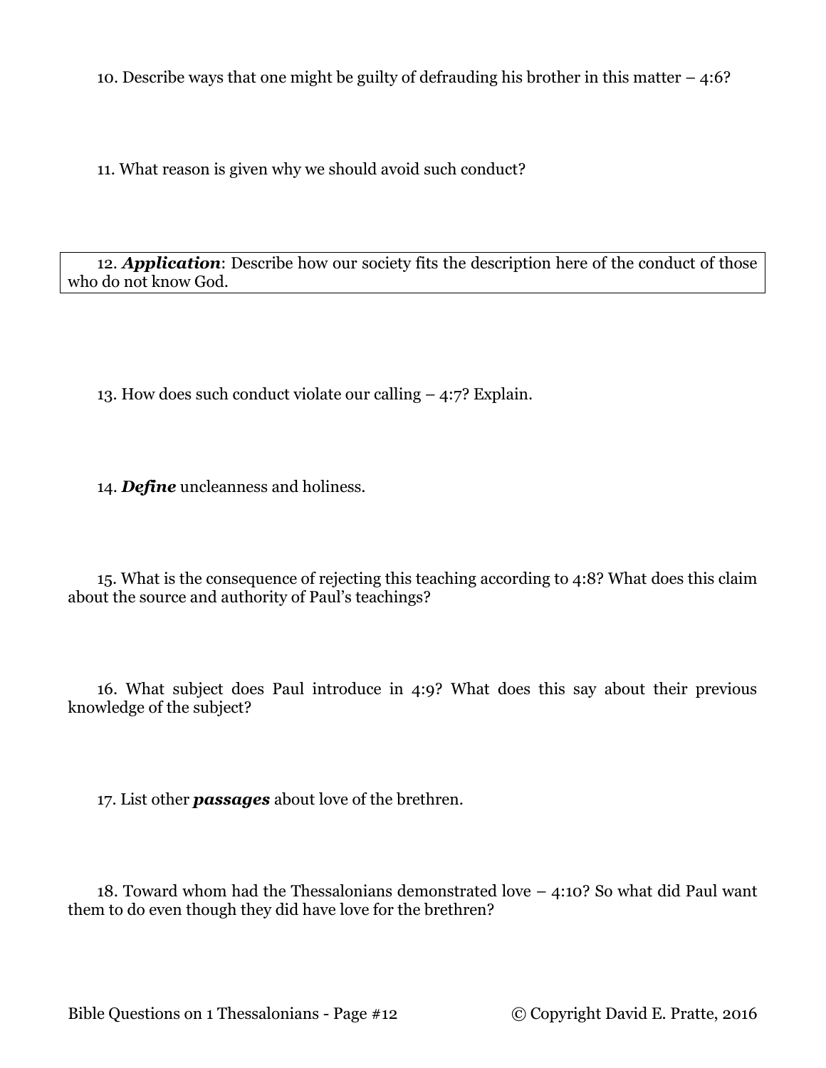10. Describe ways that one might be guilty of defrauding his brother in this matter – 4:6?

11. What reason is given why we should avoid such conduct?

12. ***Application***: Describe how our society fits the description here of the conduct of those who do not know God.

13. How does such conduct violate our calling – 4:7? Explain.

14. ***Define*** uncleanness and holiness.

15. What is the consequence of rejecting this teaching according to 4:8? What does this claim about the source and authority of Paul's teachings?

16. What subject does Paul introduce in 4:9? What does this say about their previous knowledge of the subject?

17. List other ***passages*** about love of the brethren.

18. Toward whom had the Thessalonians demonstrated love – 4:10? So what did Paul want them to do even though they did have love for the brethren?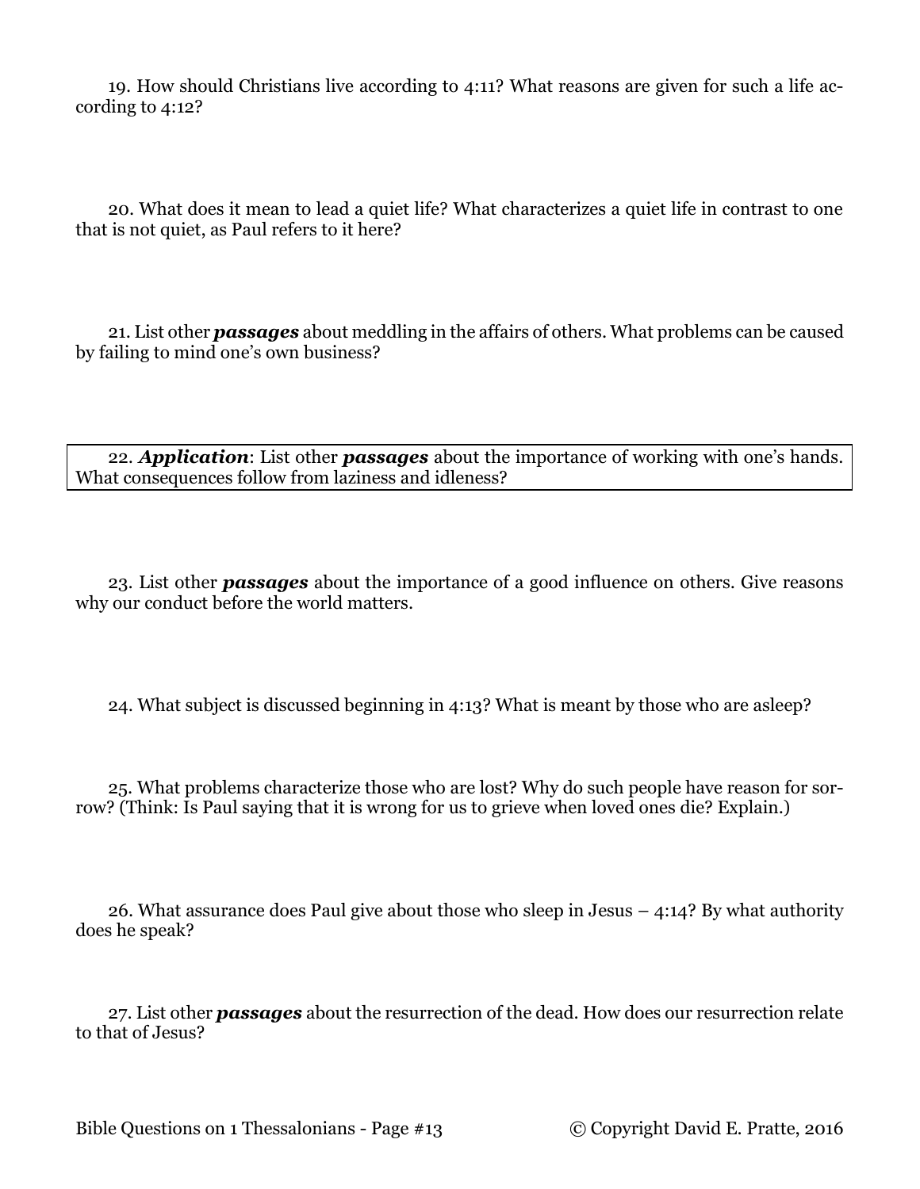19. How should Christians live according to 4:11? What reasons are given for such a life according to 4:12?

20. What does it mean to lead a quiet life? What characterizes a quiet life in contrast to one that is not quiet, as Paul refers to it here?

21. List other ***passages*** about meddling in the affairs of others. What problems can be caused by failing to mind one's own business?

22. ***Application***: List other ***passages*** about the importance of working with one's hands. What consequences follow from laziness and idleness?

23. List other ***passages*** about the importance of a good influence on others. Give reasons why our conduct before the world matters.

24. What subject is discussed beginning in 4:13? What is meant by those who are asleep?

25. What problems characterize those who are lost? Why do such people have reason for sorrow? (Think: Is Paul saying that it is wrong for us to grieve when loved ones die? Explain.)

26. What assurance does Paul give about those who sleep in Jesus – 4:14? By what authority does he speak?

27. List other ***passages*** about the resurrection of the dead. How does our resurrection relate to that of Jesus?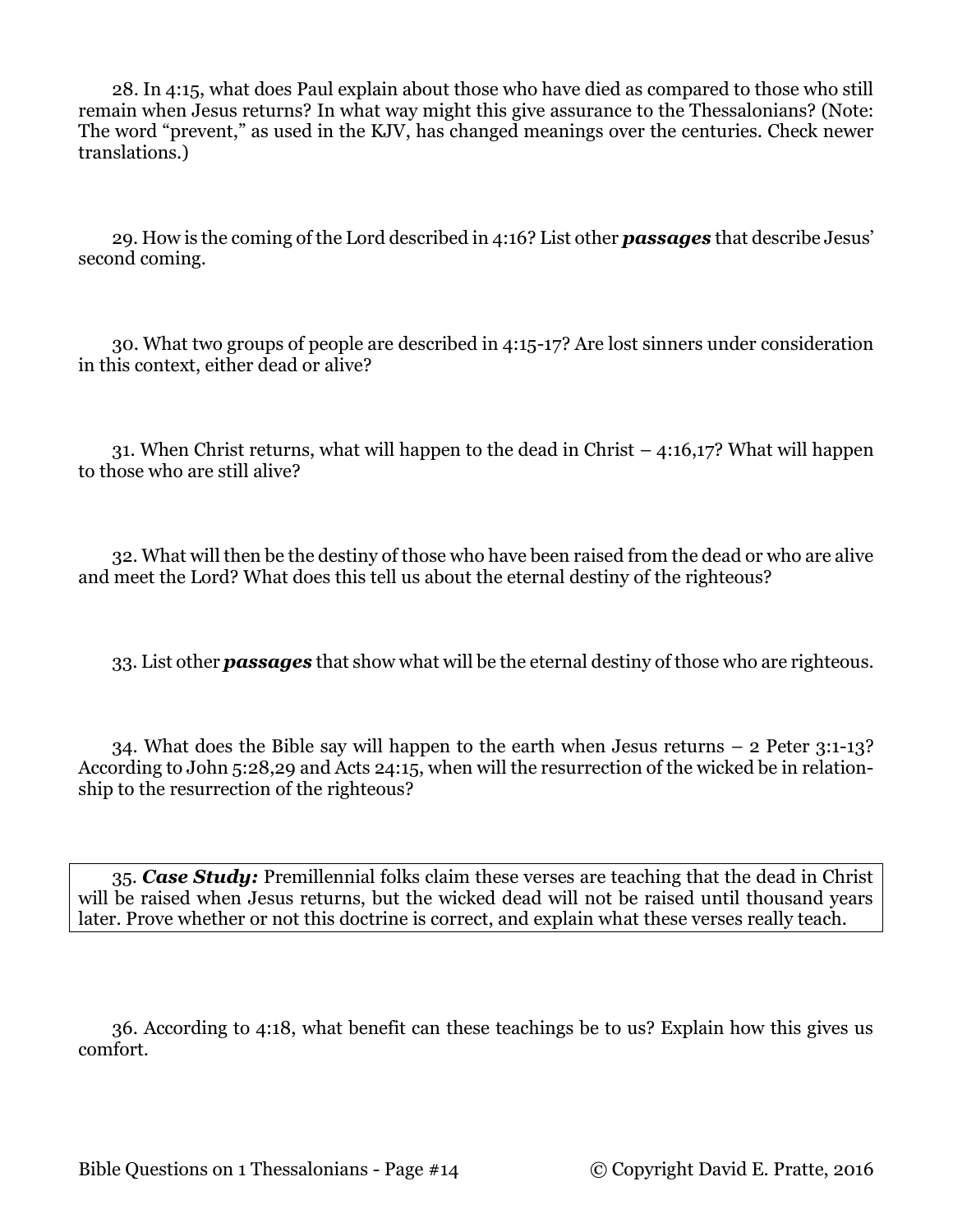28. In 4:15, what does Paul explain about those who have died as compared to those who still remain when Jesus returns? In what way might this give assurance to the Thessalonians? (Note: The word "prevent," as used in the KJV, has changed meanings over the centuries. Check newer translations.)

29. How is the coming of the Lord described in 4:16? List other ***passages*** that describe Jesus' second coming.

30. What two groups of people are described in 4:15-17? Are lost sinners under consideration in this context, either dead or alive?

31. When Christ returns, what will happen to the dead in Christ – 4:16,17? What will happen to those who are still alive?

32. What will then be the destiny of those who have been raised from the dead or who are alive and meet the Lord? What does this tell us about the eternal destiny of the righteous?

33. List other ***passages*** that show what will be the eternal destiny of those who are righteous.

34. What does the Bible say will happen to the earth when Jesus returns – 2 Peter 3:1-13? According to John 5:28,29 and Acts 24:15, when will the resurrection of the wicked be in relationship to the resurrection of the righteous?

35. ***Case Study:*** Premillennial folks claim these verses are teaching that the dead in Christ will be raised when Jesus returns, but the wicked dead will not be raised until thousand years later. Prove whether or not this doctrine is correct, and explain what these verses really teach.

36. According to 4:18, what benefit can these teachings be to us? Explain how this gives us comfort.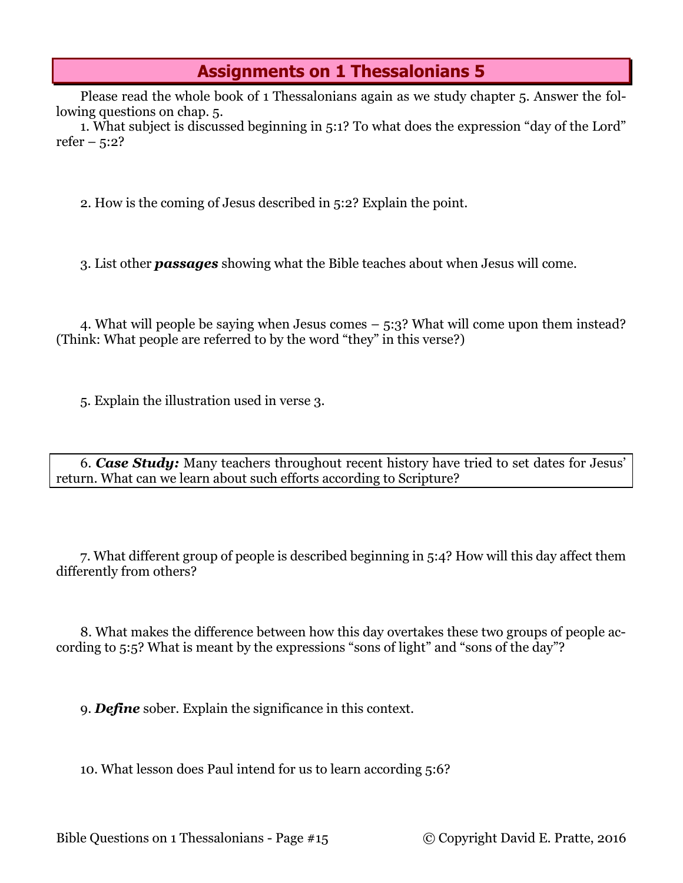## Assignments on 1 Thessalonians 5

Please read the whole book of 1 Thessalonians again as we study chapter 5. Answer the following questions on chap. 5.

1. What subject is discussed beginning in 5:1? To what does the expression "day of the Lord" refer – 5:2?

2. How is the coming of Jesus described in 5:2? Explain the point.

3. List other ***passages*** showing what the Bible teaches about when Jesus will come.

4. What will people be saying when Jesus comes – 5:3? What will come upon them instead? (Think: What people are referred to by the word "they" in this verse?)

5. Explain the illustration used in verse 3.

6. ***Case Study:*** Many teachers throughout recent history have tried to set dates for Jesus' return. What can we learn about such efforts according to Scripture?

7. What different group of people is described beginning in 5:4? How will this day affect them differently from others?

8. What makes the difference between how this day overtakes these two groups of people according to 5:5? What is meant by the expressions "sons of light" and "sons of the day"?

9. ***Define*** sober. Explain the significance in this context.

10. What lesson does Paul intend for us to learn according 5:6?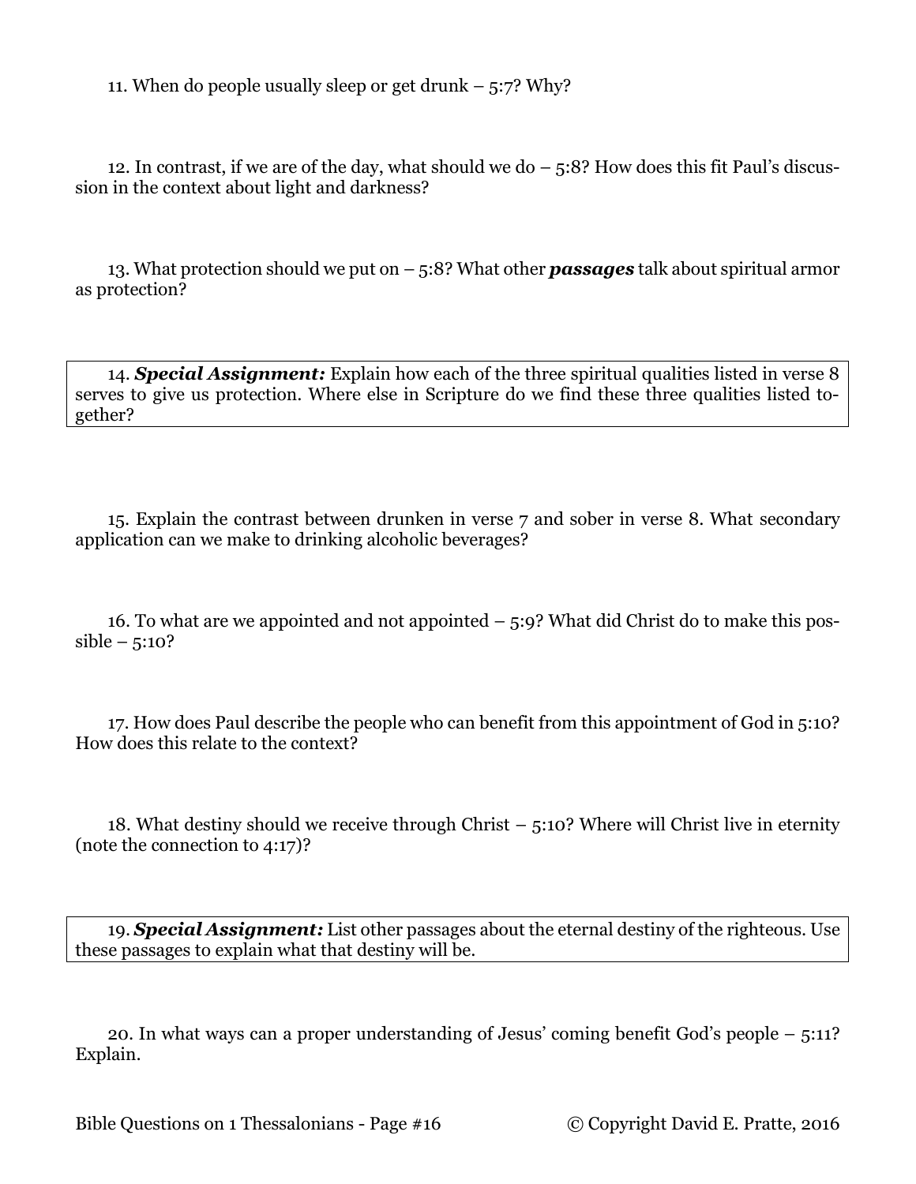11. When do people usually sleep or get drunk – 5:7? Why?

12. In contrast, if we are of the day, what should we do – 5:8? How does this fit Paul's discussion in the context about light and darkness?

13. What protection should we put on – 5:8? What other ***passages*** talk about spiritual armor as protection?

14. ***Special Assignment:*** Explain how each of the three spiritual qualities listed in verse 8 serves to give us protection. Where else in Scripture do we find these three qualities listed together?

15. Explain the contrast between drunken in verse 7 and sober in verse 8. What secondary application can we make to drinking alcoholic beverages?

16. To what are we appointed and not appointed – 5:9? What did Christ do to make this possible – 5:10?

17. How does Paul describe the people who can benefit from this appointment of God in 5:10? How does this relate to the context?

18. What destiny should we receive through Christ – 5:10? Where will Christ live in eternity (note the connection to 4:17)?

19. ***Special Assignment:*** List other passages about the eternal destiny of the righteous. Use these passages to explain what that destiny will be.

20. In what ways can a proper understanding of Jesus' coming benefit God's people – 5:11? Explain.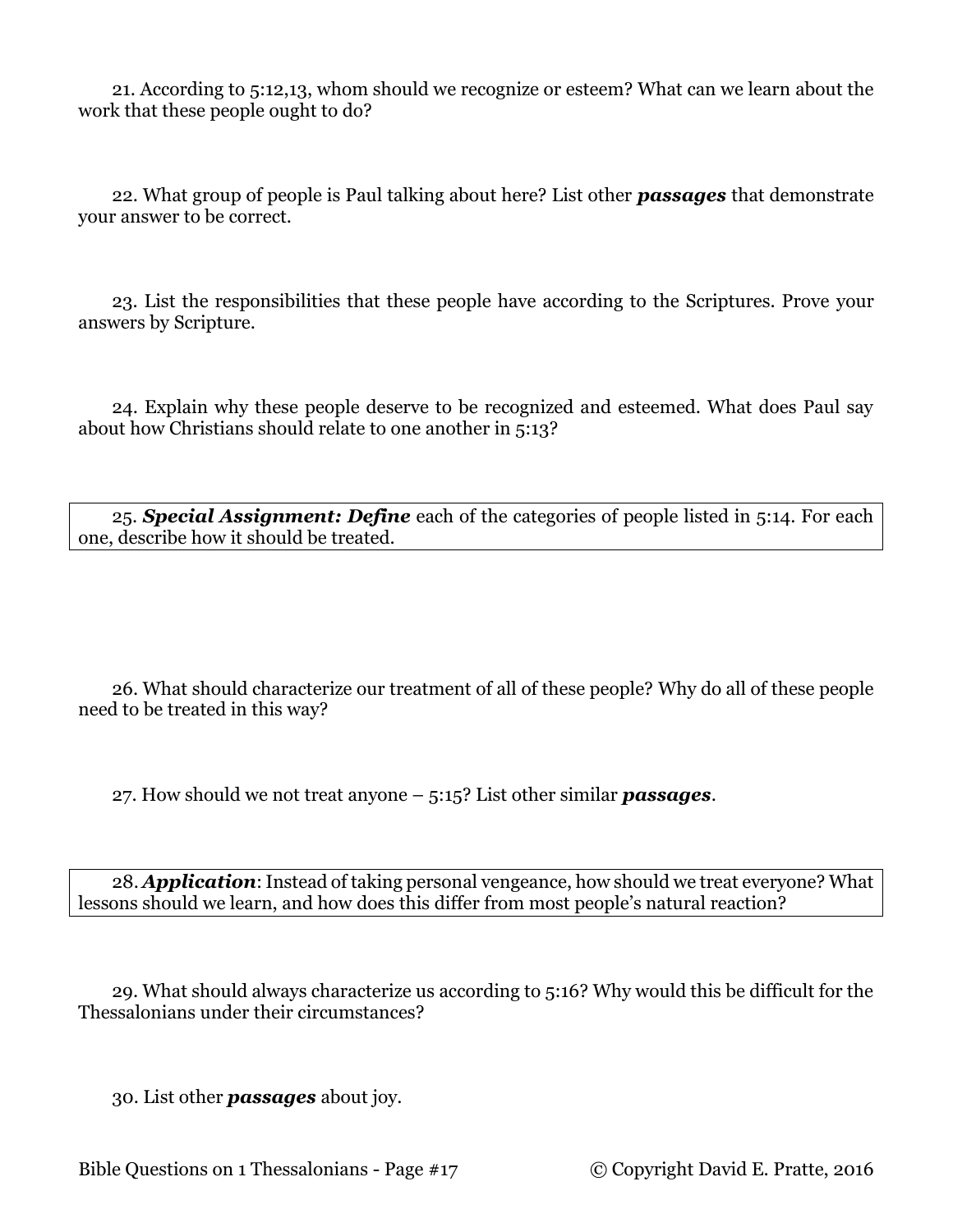21. According to 5:12,13, whom should we recognize or esteem? What can we learn about the work that these people ought to do?

22. What group of people is Paul talking about here? List other ***passages*** that demonstrate your answer to be correct.

23. List the responsibilities that these people have according to the Scriptures. Prove your answers by Scripture.

24. Explain why these people deserve to be recognized and esteemed. What does Paul say about how Christians should relate to one another in 5:13?

25. ***Special Assignment: Define*** each of the categories of people listed in 5:14. For each one, describe how it should be treated.

26. What should characterize our treatment of all of these people? Why do all of these people need to be treated in this way?

27. How should we not treat anyone – 5:15? List other similar ***passages***.

28. ***Application***: Instead of taking personal vengeance, how should we treat everyone? What lessons should we learn, and how does this differ from most people's natural reaction?

29. What should always characterize us according to 5:16? Why would this be difficult for the Thessalonians under their circumstances?

30. List other ***passages*** about joy.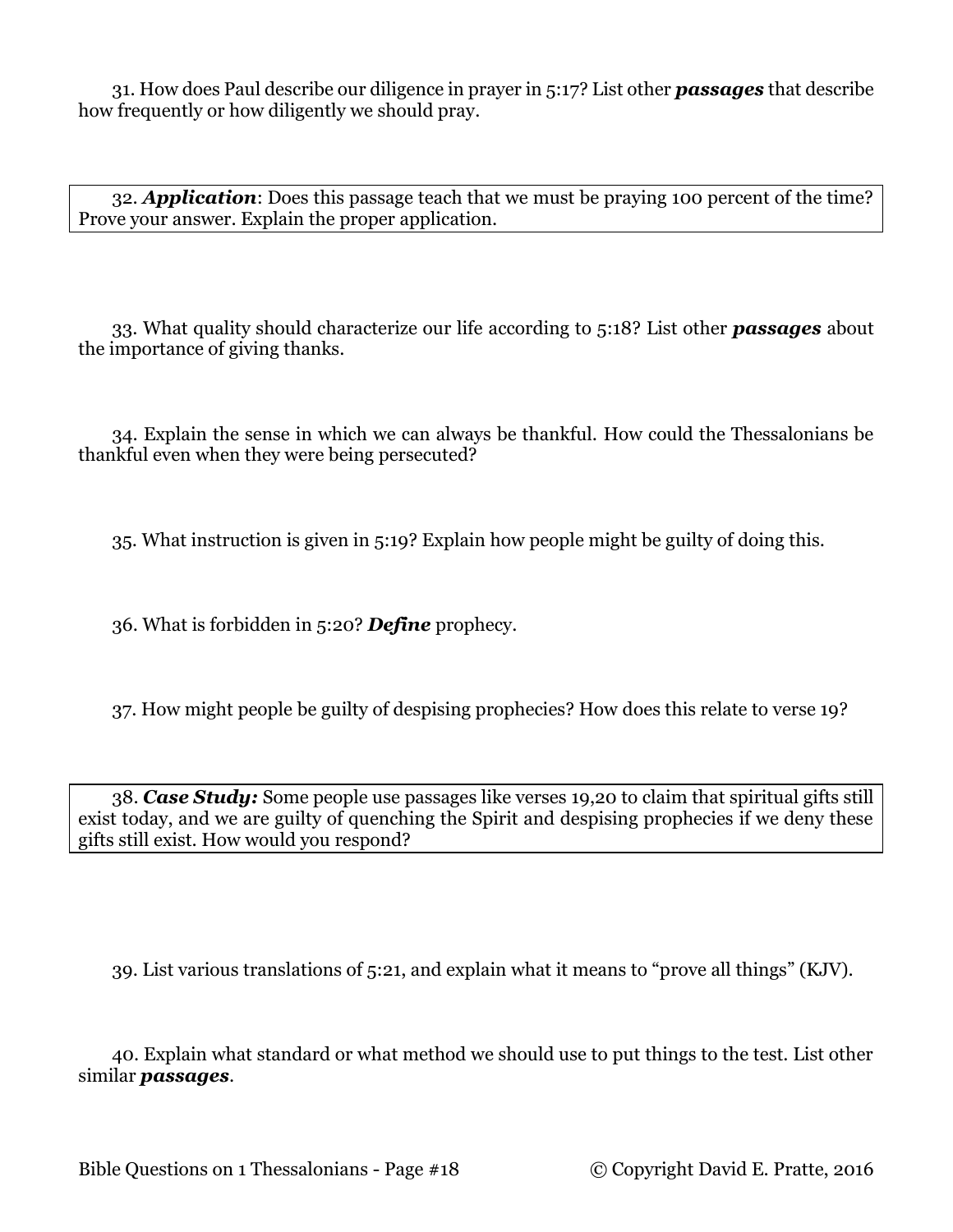31. How does Paul describe our diligence in prayer in 5:17? List other ***passages*** that describe how frequently or how diligently we should pray.

32. ***Application***: Does this passage teach that we must be praying 100 percent of the time? Prove your answer. Explain the proper application.

33. What quality should characterize our life according to 5:18? List other ***passages*** about the importance of giving thanks.

34. Explain the sense in which we can always be thankful. How could the Thessalonians be thankful even when they were being persecuted?

35. What instruction is given in 5:19? Explain how people might be guilty of doing this.

36. What is forbidden in 5:20? ***Define*** prophecy.

37. How might people be guilty of despising prophecies? How does this relate to verse 19?

38. ***Case Study:*** Some people use passages like verses 19,20 to claim that spiritual gifts still exist today, and we are guilty of quenching the Spirit and despising prophecies if we deny these gifts still exist. How would you respond?

39. List various translations of 5:21, and explain what it means to "prove all things" (KJV).

40. Explain what standard or what method we should use to put things to the test. List other similar ***passages***.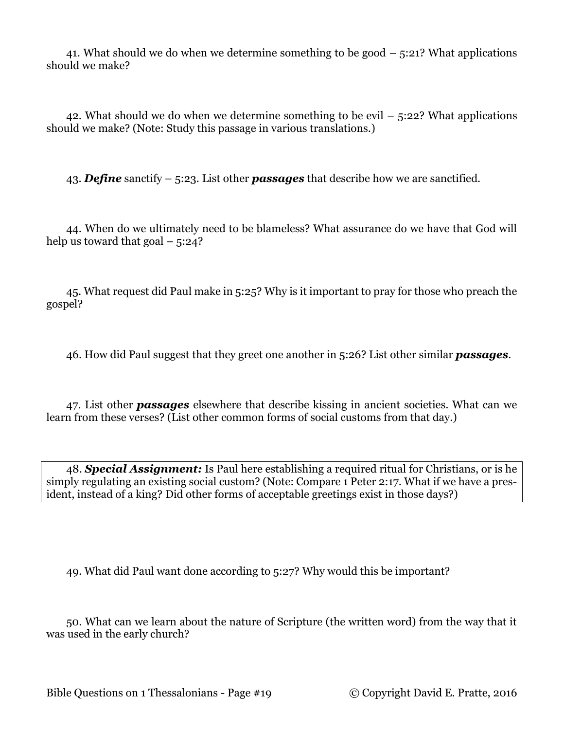41. What should we do when we determine something to be good – 5:21? What applications should we make?

42. What should we do when we determine something to be evil – 5:22? What applications should we make? (Note: Study this passage in various translations.)

43. ***Define*** sanctify – 5:23. List other ***passages*** that describe how we are sanctified.

44. When do we ultimately need to be blameless? What assurance do we have that God will help us toward that goal – 5:24?

45. What request did Paul make in 5:25? Why is it important to pray for those who preach the gospel?

46. How did Paul suggest that they greet one another in 5:26? List other similar ***passages***.

47. List other ***passages*** elsewhere that describe kissing in ancient societies. What can we learn from these verses? (List other common forms of social customs from that day.)

48. ***Special Assignment:*** Is Paul here establishing a required ritual for Christians, or is he simply regulating an existing social custom? (Note: Compare 1 Peter 2:17. What if we have a president, instead of a king? Did other forms of acceptable greetings exist in those days?)

49. What did Paul want done according to 5:27? Why would this be important?

50. What can we learn about the nature of Scripture (the written word) from the way that it was used in the early church?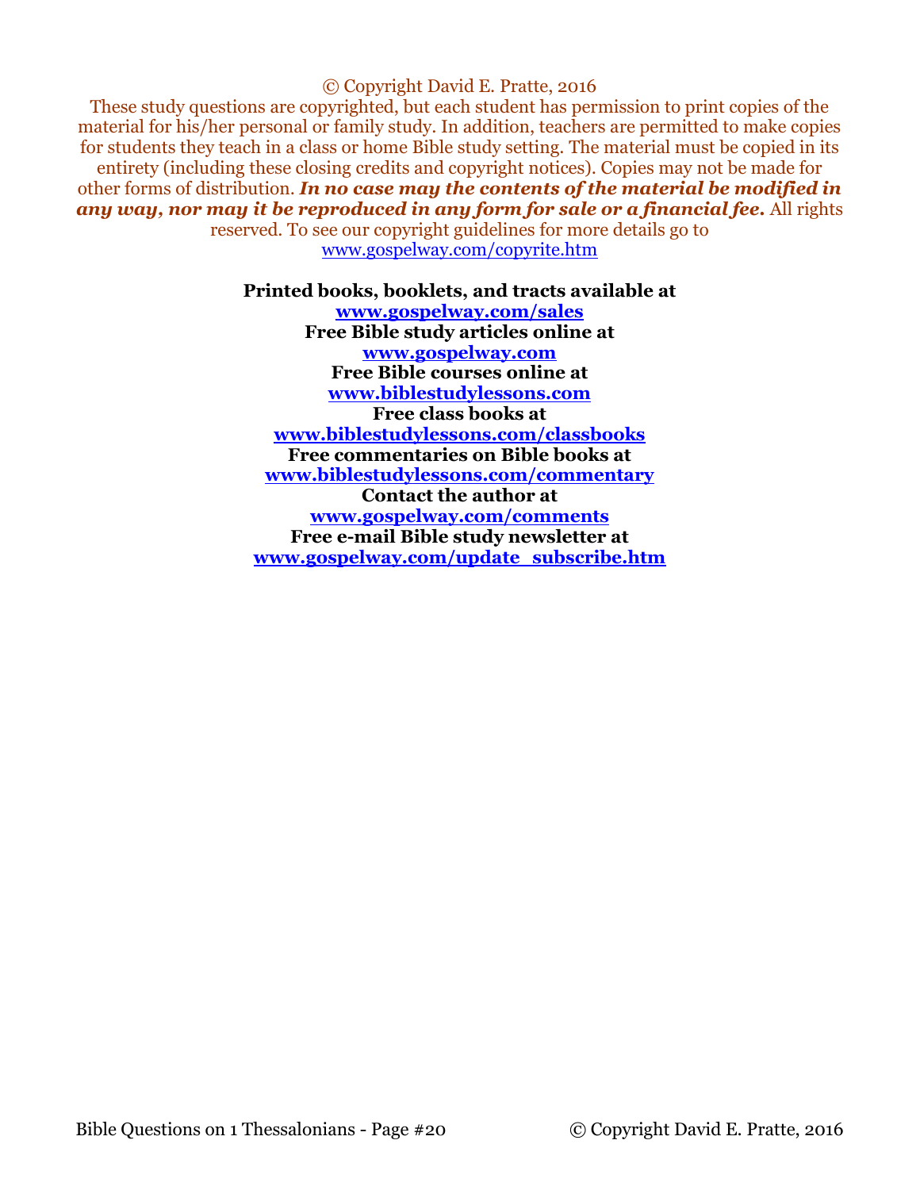© Copyright David E. Pratte, 2016

These study questions are copyrighted, but each student has permission to print copies of the material for his/her personal or family study. In addition, teachers are permitted to make copies for students they teach in a class or home Bible study setting. The material must be copied in its entirety (including these closing credits and copyright notices). Copies may not be made for other forms of distribution. ***In no case may the contents of the material be modified in any way, nor may it be reproduced in any form for sale or a financial fee.*** All rights reserved. To see our copyright guidelines for more details go to www.gospelway.com/copyrite.htm

**Printed books, booklets, and tracts available at**
**www.gospelway.com/sales**
**Free Bible study articles online at**
**www.gospelway.com**
**Free Bible courses online at**
**www.biblestudylessons.com**
**Free class books at**
**www.biblestudylessons.com/classbooks**
**Free commentaries on Bible books at**
**www.biblestudylessons.com/commentary**
**Contact the author at**
**www.gospelway.com/comments**
**Free e-mail Bible study newsletter at**
**www.gospelway.com/update_subscribe.htm**